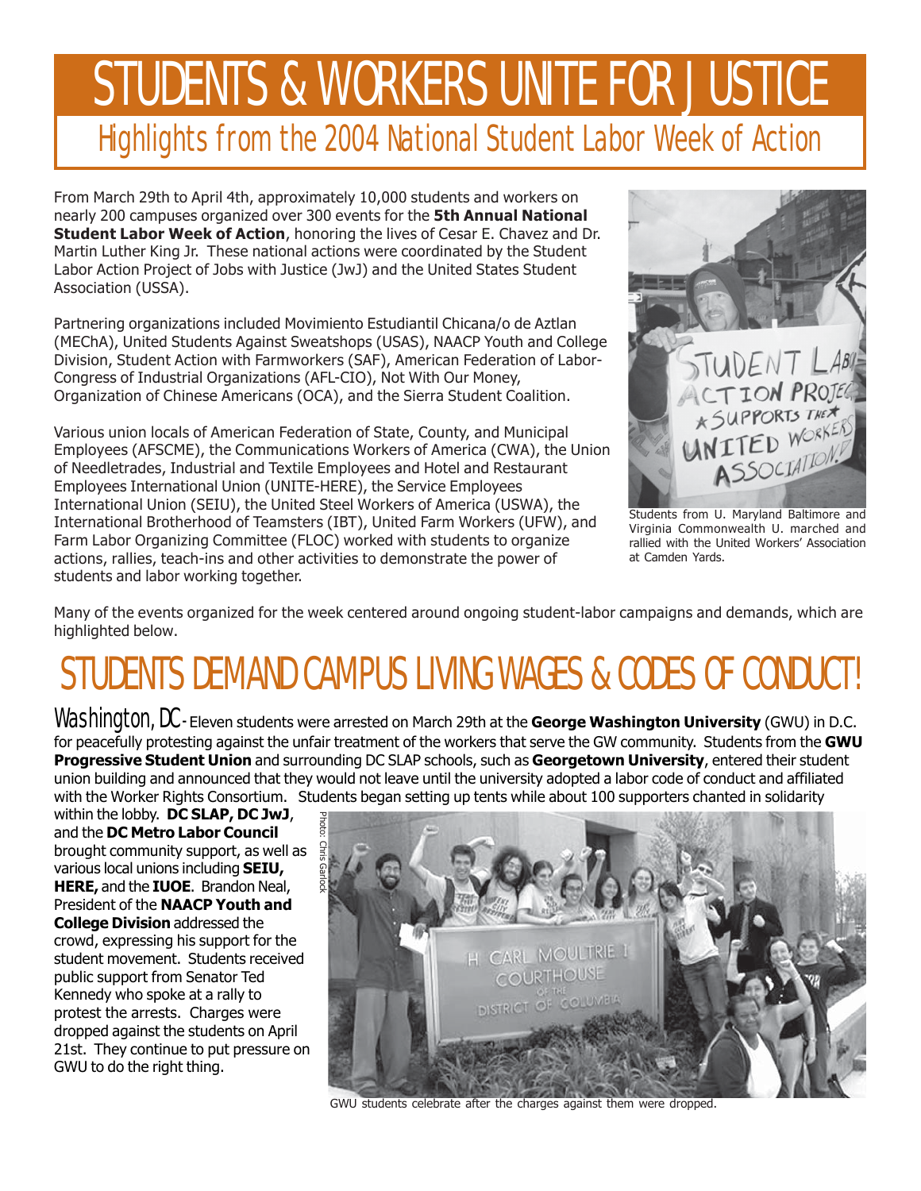# STUDENTS & WORKERS UNITE FOR JUSTICE

## Highlights from the 2004 National Student Labor Week of Action

From March 29th to April 4th, approximately 10,000 students and workers on nearly 200 campuses organized over 300 events for the **5th Annual National Student Labor Week of Action**, honoring the lives of Cesar E. Chavez and Dr. Martin Luther King Jr. These national actions were coordinated by the Student Labor Action Project of Jobs with Justice (JwJ) and the United States Student Association (USSA).

Partnering organizations included Movimiento Estudiantil Chicana/o de Aztlan (MEChA), United Students Against Sweatshops (USAS), NAACP Youth and College Division, Student Action with Farmworkers (SAF), American Federation of Labor-Congress of Industrial Organizations (AFL-CIO), Not With Our Money, Organization of Chinese Americans (OCA), and the Sierra Student Coalition.

Various union locals of American Federation of State, County, and Municipal Employees (AFSCME), the Communications Workers of America (CWA), the Union of Needletrades, Industrial and Textile Employees and Hotel and Restaurant Employees International Union (UNITE-HERE), the Service Employees International Union (SEIU), the United Steel Workers of America (USWA), the International Brotherhood of Teamsters (IBT), United Farm Workers (UFW), and Farm Labor Organizing Committee (FLOC) worked with students to organize actions, rallies, teach-ins and other activities to demonstrate the power of students and labor working together.

Students from U. Maryland Baltimore and Virginia Commonwealth U. marched and rallied with the United Workers' Association at Camden Yards.

Many of the events organized for the week centered around ongoing student-labor campaigns and demands, which are highlighted below.

# STUDENTS DEMAND CAMPUS LIVING WAGES & CODES OF CONDUCT!

Washington, DC - Eleven students were arrested on March 29th at the **George Washington University** (GWU) in D.C. for peacefully protesting against the unfair treatment of the workers that serve the GW community. Students from the **GWU Progressive Student Union** and surrounding DC SLAP schools, such as **Georgetown University**, entered their student union building and announced that they would not leave until the university adopted a labor code of conduct and affiliated with the Worker Rights Consortium. Students began setting up tents while about 100 supporters chanted in solidarity within the lobby. **DC SLAP, DC JwJ**, and the **DC Metro Labor Council** brought community support, as well as various local unions including **SEIU, HERE,** and the **IUOE**. Brandon Neal, President of the **NAACP Youth and College Division** addressed the crowd, expressing his support for the student movement. Students received public support from Senator Ted Kennedy who spoke at a rally to protest the arrests. Charges were dropped against the students on April 21st. They continue to put pressure on GWU to do the right thing.

Photo: Chris Garlock

GWU students celebrate after the charges against them were dropped.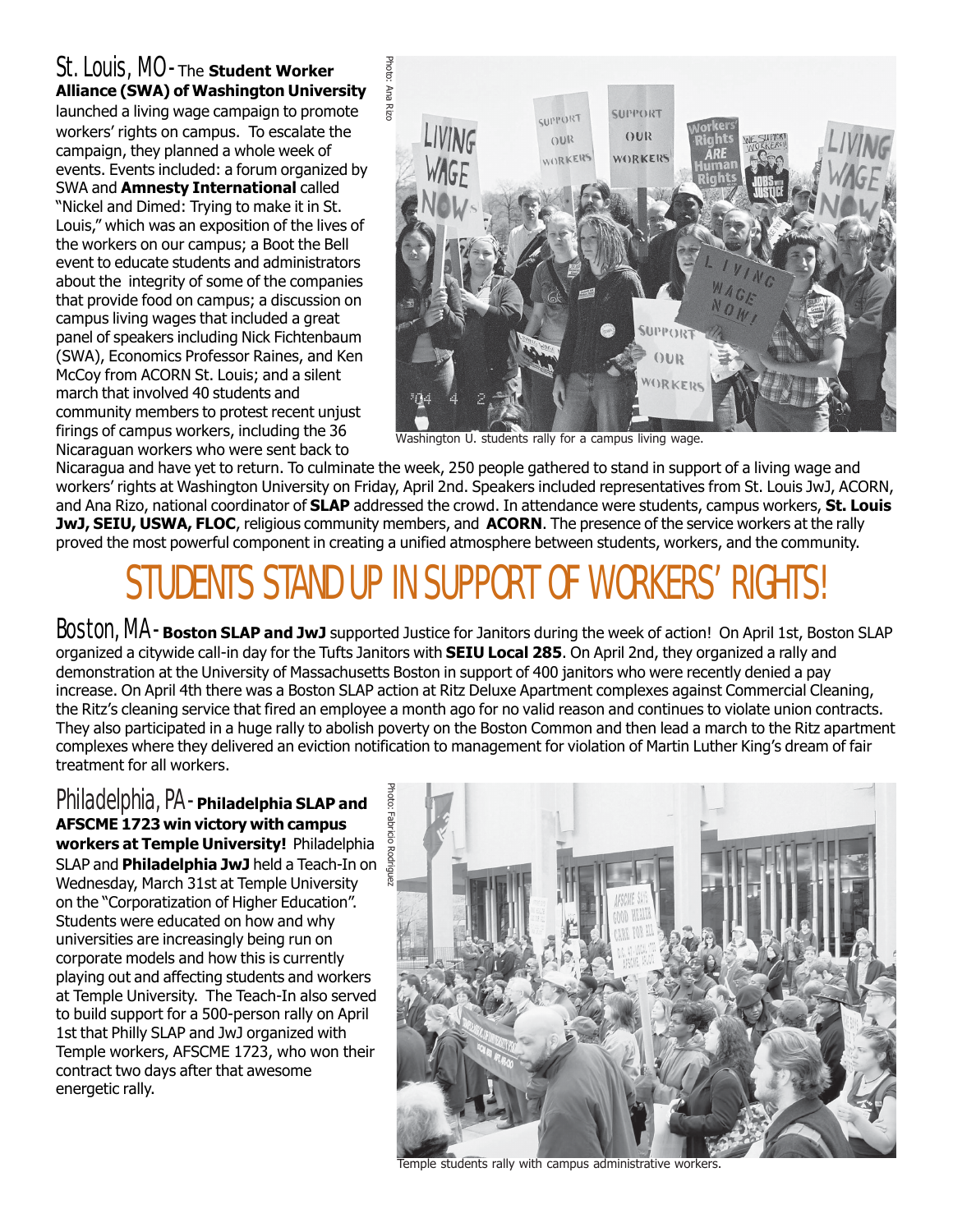**St. Louis, MO -** The **Student Worker Alliance (SWA) of Washington University** launched a living wage campaign to promote workers' rights on campus. To escalate the campaign, they planned a whole week of events. Events included: a forum organized by SWA and **Amnesty International** called "Nickel and Dimed: Trying to make it in St. Louis," which was an exposition of the lives of the workers on our campus; a Boot the Bell event to educate students and administrators about the integrity of some of the companies that provide food on campus; a discussion on campus living wages that included a great panel of speakers including Nick Fichtenbaum (SWA), Economics Professor Raines, and Ken McCoy from ACORN St. Louis; and a silent march that involved 40 students and community members to protest recent unjust firings of campus workers, including the 36 Nicaraguan workers who were sent back to Nicaragua and have yet to return. To culminate the week, 250 people gathered to stand in support of a living wage and workers' rights at Washington University on Friday, April 2nd. Speakers included representatives from St. Louis JwJ, ACORN, and Ana Rizo, national coordinator of **SLAP** addressed the crowd. In attendance were students, campus workers, **St. Louis JwJ, SEIU, USWA, FLOC**, religious community members, and **ACORN**. The presence of the service workers at the rally proved the most powerful component in creating a unified atmosphere between students, workers, and the community.

Photo: Ana Rizo

Washington U. students rally for a campus living wage.

# STUDENTS STAND UP IN SUPPORT OF WORKERS' RIGHTS!

**Boston, MA -** **Boston SLAP and JwJ** supported Justice for Janitors during the week of action! On April 1st, Boston SLAP organized a citywide call-in day for the Tufts Janitors with **SEIU Local 285**. On April 2nd, they organized a rally and demonstration at the University of Massachusetts Boston in support of 400 janitors who were recently denied a pay increase. On April 4th there was a Boston SLAP action at Ritz Deluxe Apartment complexes against Commercial Cleaning, the Ritz's cleaning service that fired an employee a month ago for no valid reason and continues to violate union contracts. They also participated in a huge rally to abolish poverty on the Boston Common and then lead a march to the Ritz apartment complexes where they delivered an eviction notification to management for violation of Martin Luther King's dream of fair treatment for all workers.

**Philadelphia, PA -** **Philadelphia SLAP and AFSCME 1723 win victory with campus workers at Temple University!** Philadelphia SLAP and **Philadelphia JwJ** held a Teach-In on Wednesday, March 31st at Temple University on the "Corporatization of Higher Education". Students were educated on how and why universities are increasingly being run on corporate models and how this is currently playing out and affecting students and workers at Temple University. The Teach-In also served to build support for a 500-person rally on April 1st that Philly SLAP and JwJ organized with Temple workers, AFSCME 1723, who won their contract two days after that awesome energetic rally.

Photo: Fabricio Rodriguez

Temple students rally with campus administrative workers.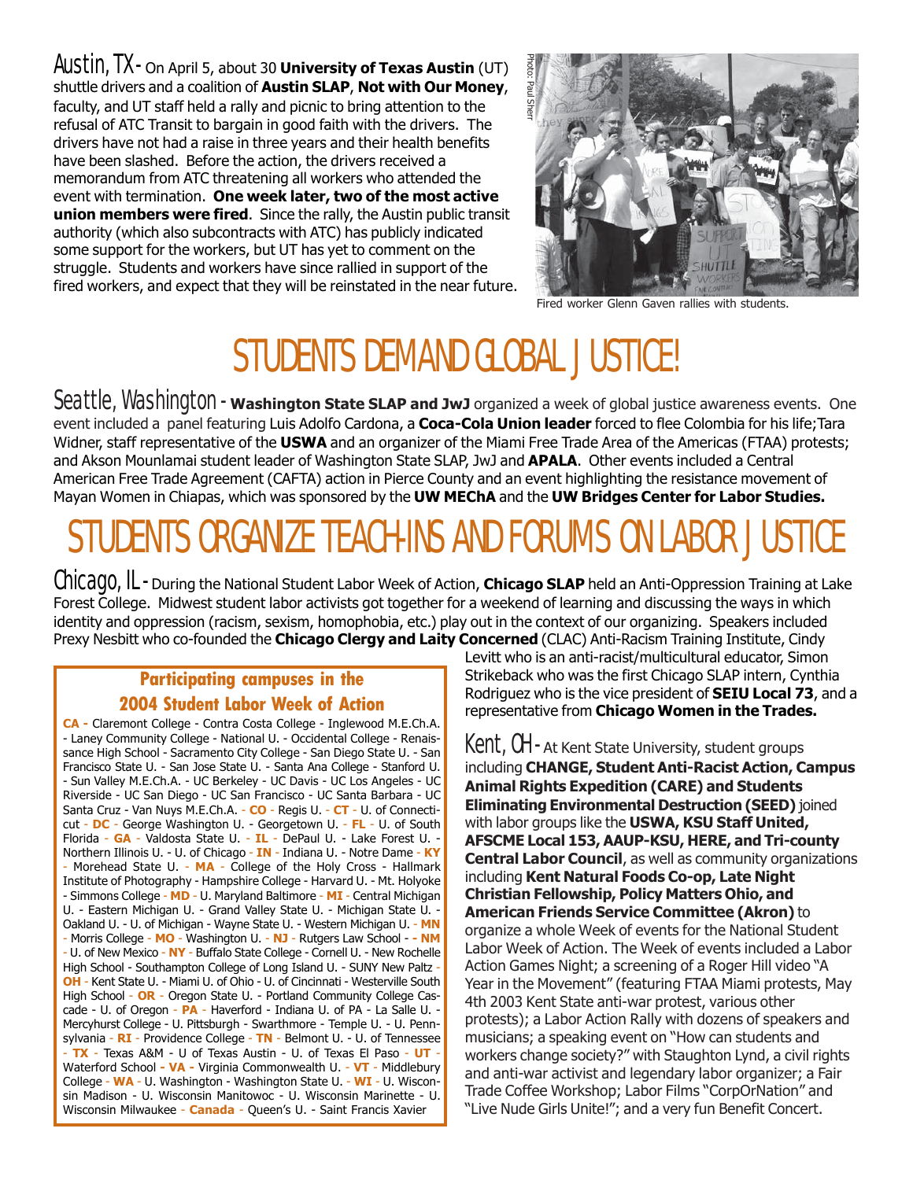Austin, TX - On April 5, about 30 **University of Texas Austin** (UT) shuttle drivers and a coalition of **Austin SLAP**, **Not with Our Money**, faculty, and UT staff held a rally and picnic to bring attention to the refusal of ATC Transit to bargain in good faith with the drivers. The drivers have not had a raise in three years and their health benefits have been slashed. Before the action, the drivers received a memorandum from ATC threatening all workers who attended the event with termination. **One week later, two of the most active union members were fired**. Since the rally, the Austin public transit authority (which also subcontracts with ATC) has publicly indicated some support for the workers, but UT has yet to comment on the struggle. Students and workers have since rallied in support of the fired workers, and expect that they will be reinstated in the near future.

Photo: Paul Sherr

Fired worker Glenn Gaven rallies with students.

# STUDENTS DEMAND GLOBAL JUSTICE!

Seattle, Washington - **Washington State SLAP and JwJ** organized a week of global justice awareness events. One event included a panel featuring Luis Adolfo Cardona, a **Coca-Cola Union leader** forced to flee Colombia for his life; Tara Widner, staff representative of the **USWA** and an organizer of the Miami Free Trade Area of the Americas (FTAA) protests; and Akson Mounlamai student leader of Washington State SLAP, JwJ and **APALA**. Other events included a Central American Free Trade Agreement (CAFTA) action in Pierce County and an event highlighting the resistance movement of Mayan Women in Chiapas, which was sponsored by the **UW MEChA** and the **UW Bridges Center for Labor Studies.**

# STUDENTS ORGANIZE TEACH-INS AND FORUMS ON LABOR JUSTICE

Chicago, IL - During the National Student Labor Week of Action, **Chicago SLAP** held an Anti-Oppression Training at Lake Forest College. Midwest student labor activists got together for a weekend of learning and discussing the ways in which identity and oppression (racism, sexism, homophobia, etc.) play out in the context of our organizing. Speakers included Prexy Nesbitt who co-founded the **Chicago Clergy and Laity Concerned** (CLAC) Anti-Racism Training Institute, Cindy Levitt who is an anti-racist/multicultural educator, Simon Strikeback who was the first Chicago SLAP intern, Cynthia Rodriguez who is the vice president of **SEIU Local 73**, and a representative from **Chicago Women in the Trades.**

Kent, OH - At Kent State University, student groups including **CHANGE, Student Anti-Racist Action, Campus Animal Rights Expedition (CARE) and Students Eliminating Environmental Destruction (SEED)** joined with labor groups like the **USWA, KSU Staff United, AFSCME Local 153, AAUP-KSU, HERE, and Tri-county Central Labor Council**, as well as community organizations including **Kent Natural Foods Co-op, Late Night Christian Fellowship, Policy Matters Ohio, and American Friends Service Committee (Akron)** to organize a whole Week of events for the National Student Labor Week of Action. The Week of events included a Labor Action Games Night; a screening of a Roger Hill video "A Year in the Movement" (featuring FTAA Miami protests, May 4th 2003 Kent State anti-war protest, various other protests); a Labor Action Rally with dozens of speakers and musicians; a speaking event on "How can students and workers change society?" with Staughton Lynd, a civil rights and anti-war activist and legendary labor organizer; a Fair Trade Coffee Workshop; Labor Films "CorpOrNation" and "Live Nude Girls Unite!"; and a very fun Benefit Concert.

### Participating campuses in the 2004 Student Labor Week of Action

**CA** - Claremont College - Contra Costa College - Inglewood M.E.Ch.A. - Laney Community College - National U. - Occidental College - Renaissance High School - Sacramento City College - San Diego State U. - San Francisco State U. - San Jose State U. - Santa Ana College - Stanford U. - Sun Valley M.E.Ch.A. - UC Berkeley - UC Davis - UC Los Angeles - UC Riverside - UC San Diego - UC San Francisco - UC Santa Barbara - UC Santa Cruz - Van Nuys M.E.Ch.A. - **CO** - Regis U. - **CT** - U. of Connecticut - **DC** - George Washington U. - Georgetown U. - **FL** - U. of South Florida - **GA** - Valdosta State U. - **IL** - DePaul U. - Lake Forest U. - Northern Illinois U. - U. of Chicago - **IN** - Indiana U. - Notre Dame - **KY** - Morehead State U. - **MA** - College of the Holy Cross - Hallmark Institute of Photography - Hampshire College - Harvard U. - Mt. Holyoke - Simmons College - **MD** - U. Maryland Baltimore - **MI** - Central Michigan U. - Eastern Michigan U. - Grand Valley State U. - Michigan State U. - Oakland U. - U. of Michigan - Wayne State U. - Western Michigan U. - **MN** - Morris College - **MO** - Washington U. - **NJ** - Rutgers Law School - **NM** - U. of New Mexico - **NY** - Buffalo State College - Cornell U. - New Rochelle High School - Southampton College of Long Island U. - SUNY New Paltz - **OH** - Kent State U. - Miami U. of Ohio - U. of Cincinnati - Westerville South High School - **OR** - Oregon State U. - Portland Community College Cascade - U. of Oregon - **PA** - Haverford - Indiana U. of PA - La Salle U. - Mercyhurst College - U. Pittsburgh - Swarthmore - Temple U. - U. Pennsylvania - **RI** - Providence College - **TN** - Belmont U. - U. of Tennessee - **TX** - Texas A&M - U of Texas Austin - U. of Texas El Paso - **UT** - Waterford School - **VA** - Virginia Commonwealth U. - **VT** - Middlebury College - **WA** - U. Washington - Washington State U. - **WI** - U. Wisconsin Madison - U. Wisconsin Manitowoc - U. Wisconsin Marinette - U. Wisconsin Milwaukee - **Canada** - Queen's U. - Saint Francis Xavier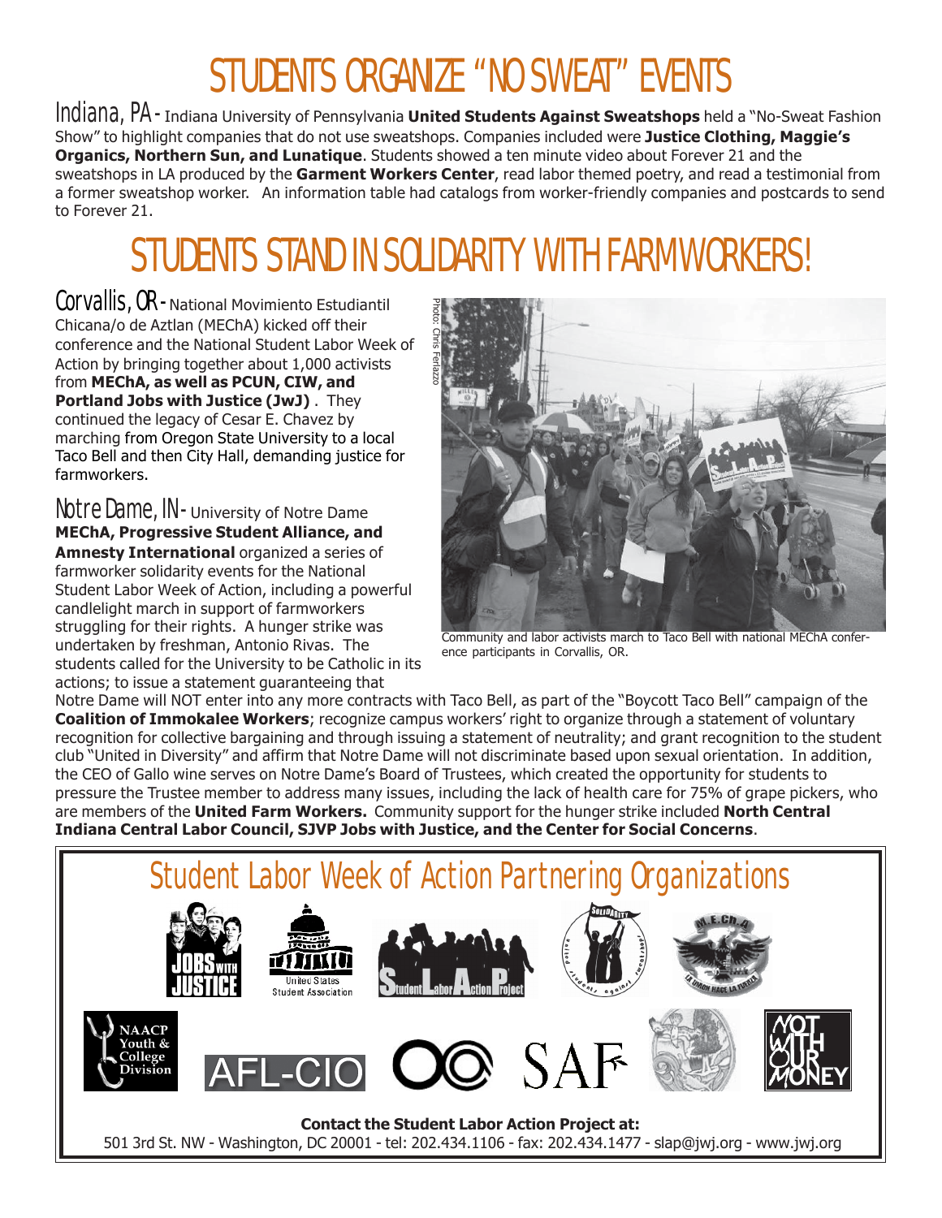# STUDENTS ORGANIZE "NO SWEAT" EVENTS

Indiana, PA - Indiana University of Pennsylvania **United Students Against Sweatshops** held a "No-Sweat Fashion Show" to highlight companies that do not use sweatshops. Companies included were **Justice Clothing, Maggie's Organics, Northern Sun, and Lunatique**. Students showed a ten minute video about Forever 21 and the sweatshops in LA produced by the **Garment Workers Center**, read labor themed poetry, and read a testimonial from a former sweatshop worker. An information table had catalogs from worker-friendly companies and postcards to send to Forever 21.

# STUDENTS STAND IN SOLIDARITY WITH FARMWORKERS!

Corvallis, OR - National Movimiento Estudiantil Chicana/o de Aztlan (MEChA) kicked off their conference and the National Student Labor Week of Action by bringing together about 1,000 activists from **MEChA, as well as PCUN, CIW, and Portland Jobs with Justice (JwJ)**. They continued the legacy of Cesar E. Chavez by marching from Oregon State University to a local Taco Bell and then City Hall, demanding justice for farmworkers.

Photo: Chris Ferlazzo

Community and labor activists march to Taco Bell with national MEChA conference participants in Corvallis, OR.

Notre Dame, IN - University of Notre Dame **MEChA, Progressive Student Alliance, and Amnesty International** organized a series of farmworker solidarity events for the National Student Labor Week of Action, including a powerful candlelight march in support of farmworkers struggling for their rights. A hunger strike was undertaken by freshman, Antonio Rivas. The students called for the University to be Catholic in its actions; to issue a statement guaranteeing that Notre Dame will NOT enter into any more contracts with Taco Bell, as part of the "Boycott Taco Bell" campaign of the **Coalition of Immokalee Workers**; recognize campus workers' right to organize through a statement of voluntary recognition for collective bargaining and through issuing a statement of neutrality; and grant recognition to the student club "United in Diversity" and affirm that Notre Dame will not discriminate based upon sexual orientation. In addition, the CEO of Gallo wine serves on Notre Dame's Board of Trustees, which created the opportunity for students to pressure the Trustee member to address many issues, including the lack of health care for 75% of grape pickers, who are members of the **United Farm Workers.** Community support for the hunger strike included **North Central Indiana Central Labor Council, SJVP Jobs with Justice, and the Center for Social Concerns**.

## Student Labor Week of Action Partnering Organizations

JOBS WITH JUSTICE

United States Student Association

Student Labor Action Project

United Students Against Sweatshops

M.E.Ch.A

NAACP Youth & College Division

AFL-CIO

SAF

NOT WITH OUR MONEY

**Contact the Student Labor Action Project at:**

501 3rd St. NW - Washington, DC 20001 - tel: 202.434.1106 - fax: 202.434.1477 - slap@jwj.org - www.jwj.org